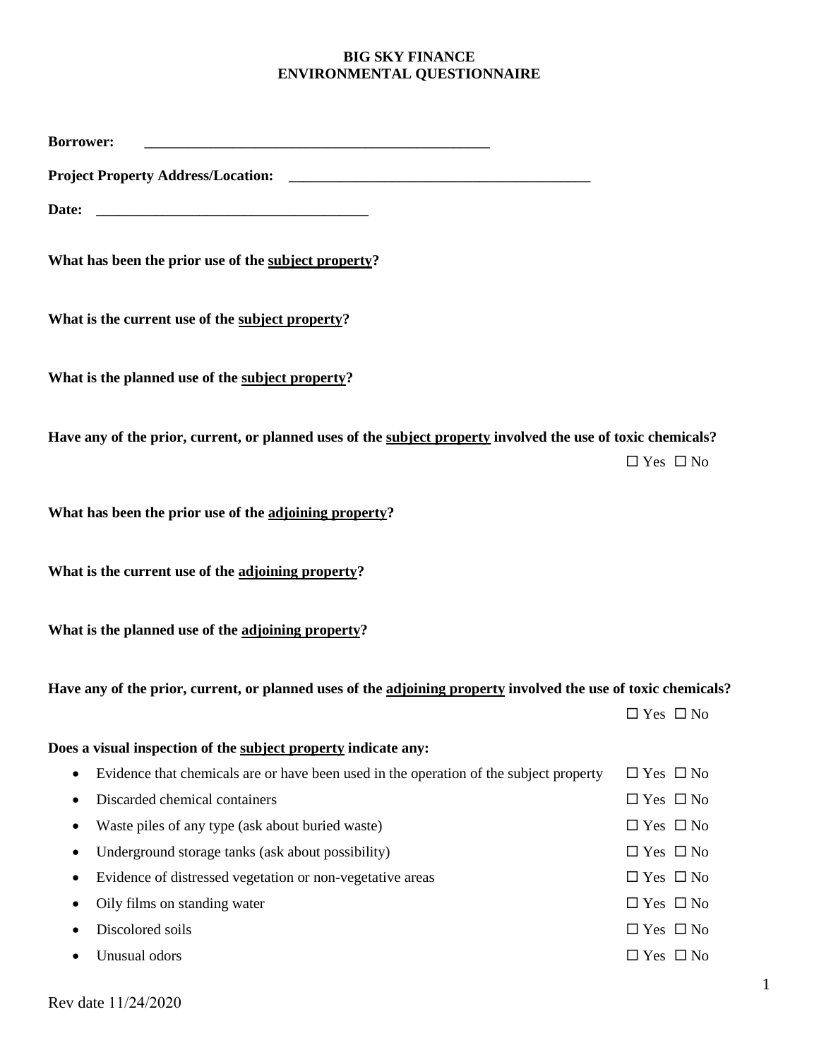# BIG SKY FINANCE
# ENVIRONMENTAL QUESTIONNAIRE

**Borrower:** _______________________________________________

**Project Property Address/Location:** _________________________________________

**Date:** _____________________________________

**What has been the prior use of the <u>subject property</u>?**

**What is the current use of the <u>subject property</u>?**

**What is the planned use of the <u>subject property</u>?**

**Have any of the prior, current, or planned uses of the <u>subject property</u> involved the use of toxic chemicals?**

☐ Yes ☐ No

**What has been the prior use of the <u>adjoining property</u>?**

**What is the current use of the <u>adjoining property</u>?**

**What is the planned use of the <u>adjoining property</u>?**

**Have any of the prior, current, or planned uses of the <u>adjoining property</u> involved the use of toxic chemicals?**

☐ Yes ☐ No

**Does a visual inspection of the <u>subject property</u> indicate any:**

- Evidence that chemicals are or have been used in the operation of the subject property ☐ Yes ☐ No
- Discarded chemical containers ☐ Yes ☐ No
- Waste piles of any type (ask about buried waste) ☐ Yes ☐ No
- Underground storage tanks (ask about possibility) ☐ Yes ☐ No
- Evidence of distressed vegetation or non-vegetative areas ☐ Yes ☐ No
- Oily films on standing water ☐ Yes ☐ No
- Discolored soils ☐ Yes ☐ No
- Unusual odors ☐ Yes ☐ No

Rev date 11/24/2020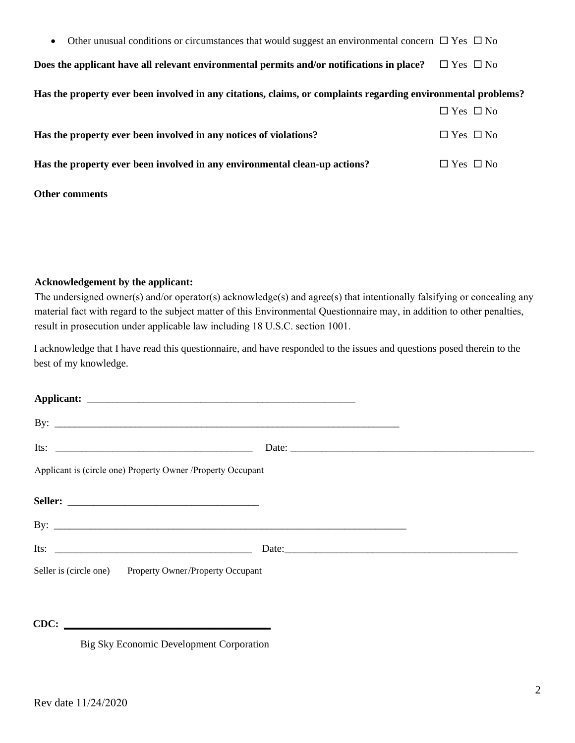- Other unusual conditions or circumstances that would suggest an environmental concern ☐ Yes ☐ No

**Does the applicant have all relevant environmental permits and/or notifications in place?** ☐ Yes ☐ No

**Has the property ever been involved in any citations, claims, or complaints regarding environmental problems?** ☐ Yes ☐ No

**Has the property ever been involved in any notices of violations?** ☐ Yes ☐ No

**Has the property ever been involved in any environmental clean-up actions?** ☐ Yes ☐ No

**Other comments**

**Acknowledgement by the applicant:**

The undersigned owner(s) and/or operator(s) acknowledge(s) and agree(s) that intentionally falsifying or concealing any material fact with regard to the subject matter of this Environmental Questionnaire may, in addition to other penalties, result in prosecution under applicable law including 18 U.S.C. section 1001.

I acknowledge that I have read this questionnaire, and have responded to the issues and questions posed therein to the best of my knowledge.

**Applicant:** ______________________________________________________

By: ______________________________________________________________________

Its: _______________________________________ Date: _________________________________________________

Applicant is (circle one) Property Owner /Property Occupant

**Seller:** ____________________________________

By: _______________________________________________________________________

Its: _______________________________________ Date:______________________________________________

Seller is (circle one) Property Owner/Property Occupant

**CDC:** ________________________________________

Big Sky Economic Development Corporation

Rev date 11/24/2020